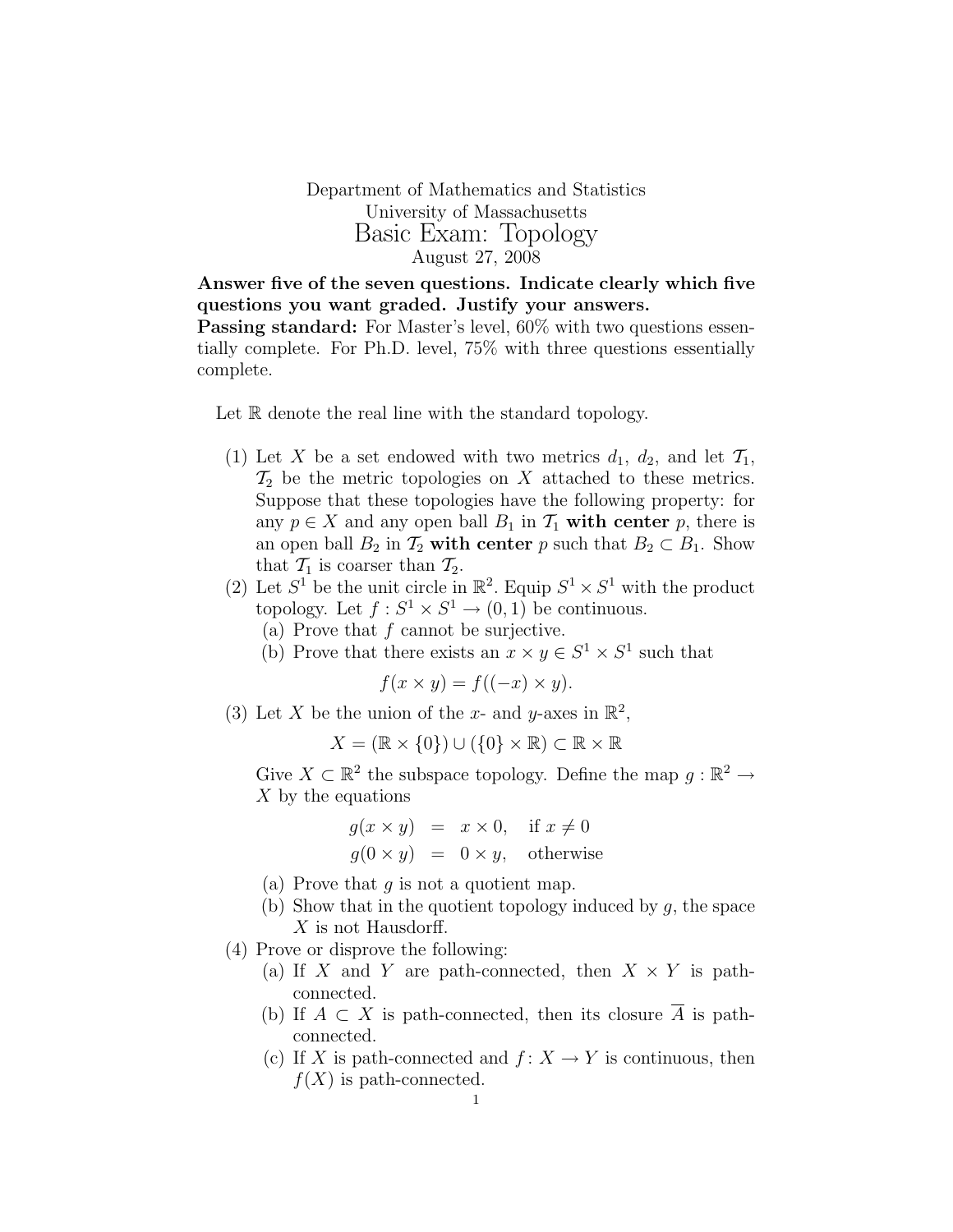Department of Mathematics and Statistics
University of Massachusetts

# Basic Exam: Topology

August 27, 2008

**Answer five of the seven questions. Indicate clearly which five questions you want graded. Justify your answers.**

**Passing standard:** For Master's level, 60% with two questions essentially complete. For Ph.D. level, 75% with three questions essentially complete.

Let $\mathbb{R}$ denote the real line with the standard topology.

(1) Let $X$ be a set endowed with two metrics $d_1$, $d_2$, and let $\mathcal{T}_1$, $\mathcal{T}_2$ be the metric topologies on $X$ attached to these metrics. Suppose that these topologies have the following property: for any $p \in X$ and any open ball $B_1$ in $\mathcal{T}_1$ **with center** $p$, there is an open ball $B_2$ in $\mathcal{T}_2$ **with center** $p$ such that $B_2 \subset B_1$. Show that $\mathcal{T}_1$ is coarser than $\mathcal{T}_2$.

(2) Let $S^1$ be the unit circle in $\mathbb{R}^2$. Equip $S^1 \times S^1$ with the product topology. Let $f : S^1 \times S^1 \to (0, 1)$ be continuous.
  (a) Prove that $f$ cannot be surjective.
  (b) Prove that there exists an $x \times y \in S^1 \times S^1$ such that
$$f(x \times y) = f((-x) \times y).$$

(3) Let $X$ be the union of the $x$- and $y$-axes in $\mathbb{R}^2$,
$$X = (\mathbb{R} \times \{0\}) \cup (\{0\} \times \mathbb{R}) \subset \mathbb{R} \times \mathbb{R}$$
Give $X \subset \mathbb{R}^2$ the subspace topology. Define the map $g : \mathbb{R}^2 \to X$ by the equations
$$\begin{aligned} g(x \times y) &= x \times 0, \quad \text{if } x \neq 0 \\ g(0 \times y) &= 0 \times y, \quad \text{otherwise} \end{aligned}$$
  (a) Prove that $g$ is not a quotient map.
  (b) Show that in the quotient topology induced by $g$, the space $X$ is not Hausdorff.

(4) Prove or disprove the following:
  (a) If $X$ and $Y$ are path-connected, then $X \times Y$ is path-connected.
  (b) If $A \subset X$ is path-connected, then its closure $\overline{A}$ is path-connected.
  (c) If $X$ is path-connected and $f : X \to Y$ is continuous, then $f(X)$ is path-connected.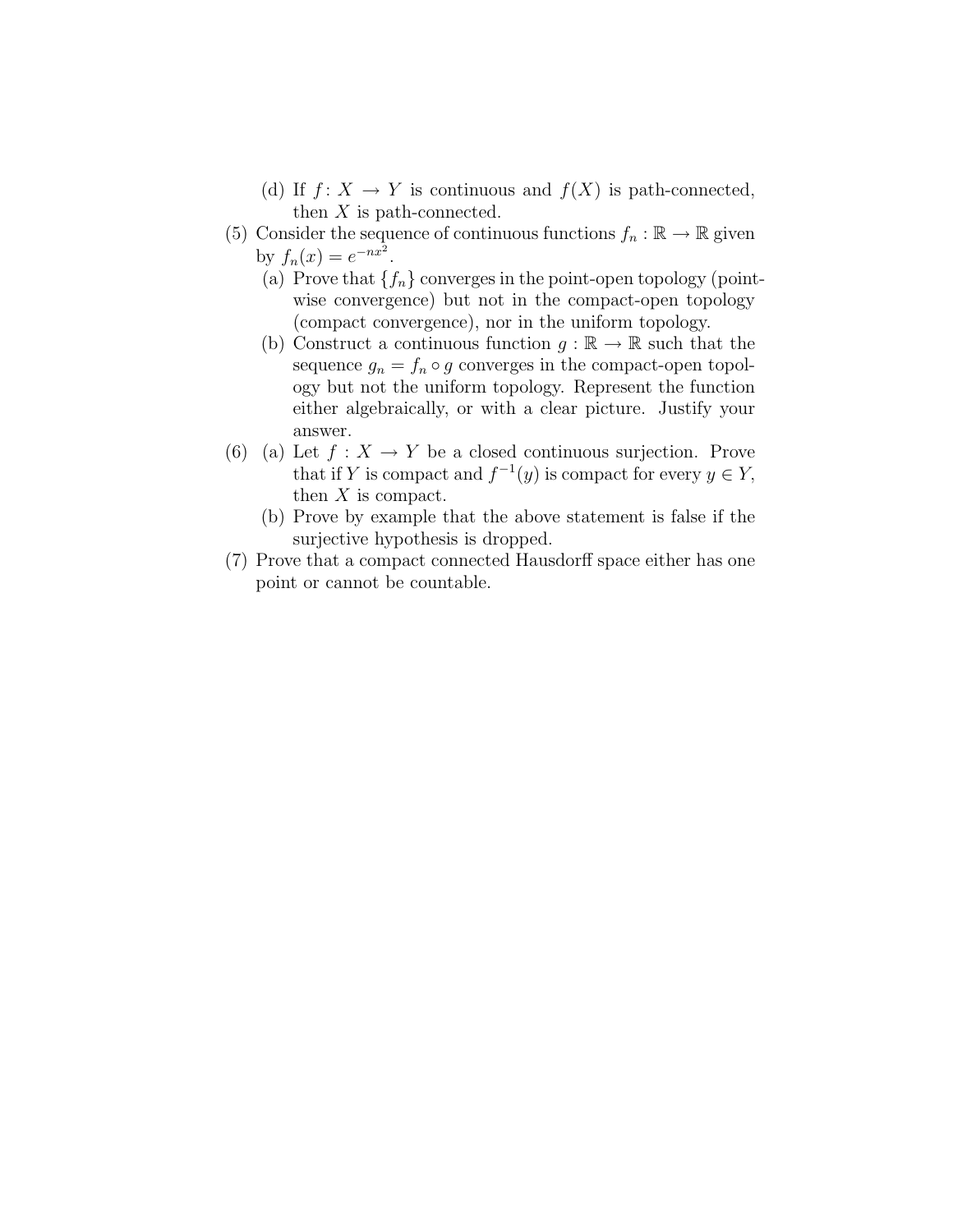(d) If $f\colon X \to Y$ is continuous and $f(X)$ is path-connected, then $X$ is path-connected.

(5) Consider the sequence of continuous functions $f_n : \mathbb{R} \to \mathbb{R}$ given by $f_n(x) = e^{-nx^2}$.

   (a) Prove that $\{f_n\}$ converges in the point-open topology (pointwise convergence) but not in the compact-open topology (compact convergence), nor in the uniform topology.

   (b) Construct a continuous function $g : \mathbb{R} \to \mathbb{R}$ such that the sequence $g_n = f_n \circ g$ converges in the compact-open topology but not the uniform topology. Represent the function either algebraically, or with a clear picture. Justify your answer.

(6) (a) Let $f : X \to Y$ be a closed continuous surjection. Prove that if $Y$ is compact and $f^{-1}(y)$ is compact for every $y \in Y$, then $X$ is compact.

   (b) Prove by example that the above statement is false if the surjective hypothesis is dropped.

(7) Prove that a compact connected Hausdorff space either has one point or cannot be countable.